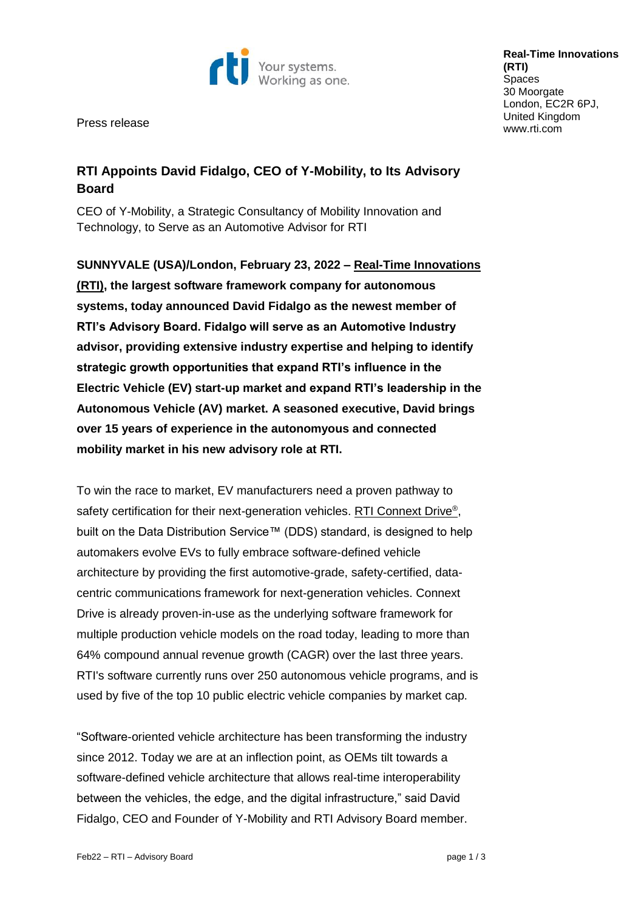Press release

**Real-Time Innovations (RTI)**
Spaces
30 Moorgate
London, EC2R 6PJ,
United Kingdom
www.rti.com

## RTI Appoints David Fidalgo, CEO of Y-Mobility, to Its Advisory Board

CEO of Y-Mobility, a Strategic Consultancy of Mobility Innovation and Technology, to Serve as an Automotive Advisor for RTI

**SUNNYVALE (USA)/London, February 23, 2022 – Real-Time Innovations (RTI), the largest software framework company for autonomous systems, today announced David Fidalgo as the newest member of RTI's Advisory Board. Fidalgo will serve as an Automotive Industry advisor, providing extensive industry expertise and helping to identify strategic growth opportunities that expand RTI's influence in the Electric Vehicle (EV) start-up market and expand RTI's leadership in the Autonomous Vehicle (AV) market. A seasoned executive, David brings over 15 years of experience in the autonomyous and connected mobility market in his new advisory role at RTI.**

To win the race to market, EV manufacturers need a proven pathway to safety certification for their next-generation vehicles. RTI Connext Drive®, built on the Data Distribution Service™ (DDS) standard, is designed to help automakers evolve EVs to fully embrace software-defined vehicle architecture by providing the first automotive-grade, safety-certified, data-centric communications framework for next-generation vehicles. Connext Drive is already proven-in-use as the underlying software framework for multiple production vehicle models on the road today, leading to more than 64% compound annual revenue growth (CAGR) over the last three years. RTI's software currently runs over 250 autonomous vehicle programs, and is used by five of the top 10 public electric vehicle companies by market cap.

"Software-oriented vehicle architecture has been transforming the industry since 2012. Today we are at an inflection point, as OEMs tilt towards a software-defined vehicle architecture that allows real-time interoperability between the vehicles, the edge, and the digital infrastructure," said David Fidalgo, CEO and Founder of Y-Mobility and RTI Advisory Board member.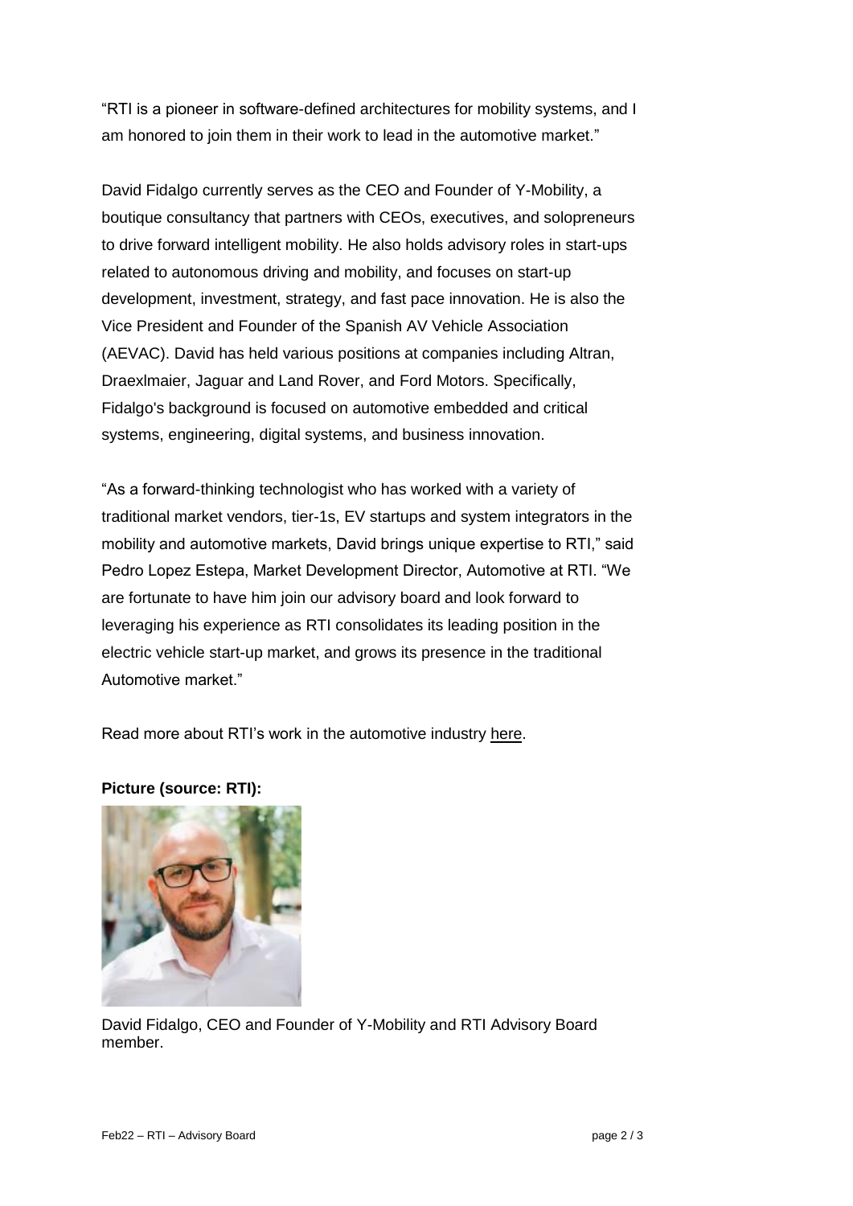"RTI is a pioneer in software-defined architectures for mobility systems, and I am honored to join them in their work to lead in the automotive market."

David Fidalgo currently serves as the CEO and Founder of Y-Mobility, a boutique consultancy that partners with CEOs, executives, and solopreneurs to drive forward intelligent mobility. He also holds advisory roles in start-ups related to autonomous driving and mobility, and focuses on start-up development, investment, strategy, and fast pace innovation. He is also the Vice President and Founder of the Spanish AV Vehicle Association (AEVAC). David has held various positions at companies including Altran, Draexlmaier, Jaguar and Land Rover, and Ford Motors. Specifically, Fidalgo's background is focused on automotive embedded and critical systems, engineering, digital systems, and business innovation.

"As a forward-thinking technologist who has worked with a variety of traditional market vendors, tier-1s, EV startups and system integrators in the mobility and automotive markets, David brings unique expertise to RTI," said Pedro Lopez Estepa, Market Development Director, Automotive at RTI. "We are fortunate to have him join our advisory board and look forward to leveraging his experience as RTI consolidates its leading position in the electric vehicle start-up market, and grows its presence in the traditional Automotive market."

Read more about RTI's work in the automotive industry here.

**Picture (source: RTI):**

David Fidalgo, CEO and Founder of Y-Mobility and RTI Advisory Board member.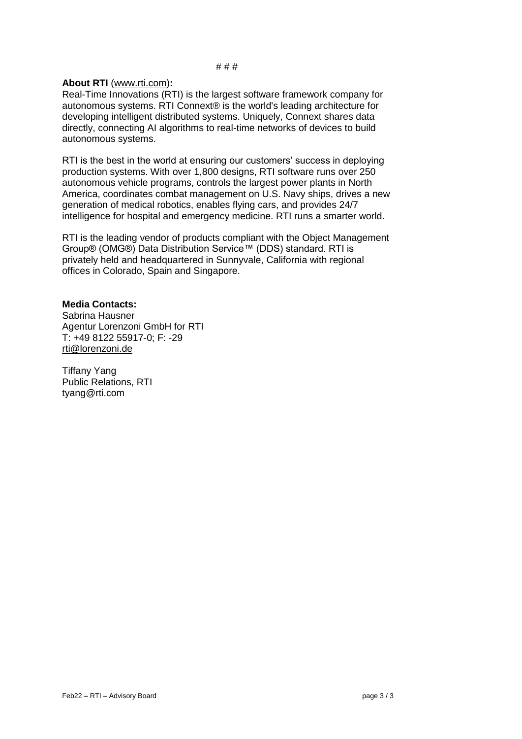# # #

**About RTI** (www.rti.com)**:**
Real-Time Innovations (RTI) is the largest software framework company for autonomous systems. RTI Connext® is the world's leading architecture for developing intelligent distributed systems. Uniquely, Connext shares data directly, connecting AI algorithms to real-time networks of devices to build autonomous systems.

RTI is the best in the world at ensuring our customers' success in deploying production systems. With over 1,800 designs, RTI software runs over 250 autonomous vehicle programs, controls the largest power plants in North America, coordinates combat management on U.S. Navy ships, drives a new generation of medical robotics, enables flying cars, and provides 24/7 intelligence for hospital and emergency medicine. RTI runs a smarter world.

RTI is the leading vendor of products compliant with the Object Management Group® (OMG®) Data Distribution Service™ (DDS) standard. RTI is privately held and headquartered in Sunnyvale, California with regional offices in Colorado, Spain and Singapore.

**Media Contacts:**
Sabrina Hausner
Agentur Lorenzoni GmbH for RTI
T: +49 8122 55917-0; F: -29
rti@lorenzoni.de

Tiffany Yang
Public Relations, RTI
tyang@rti.com